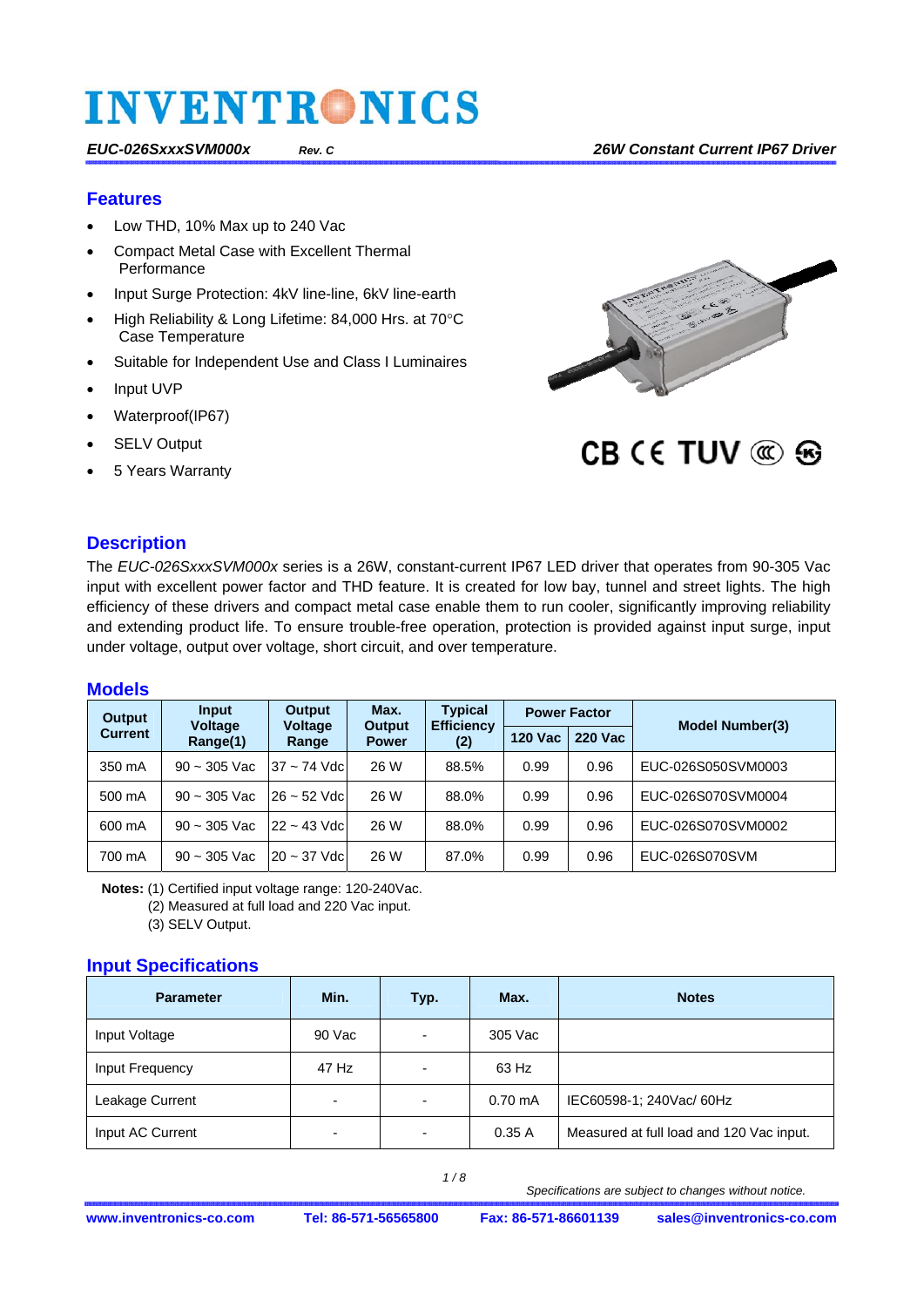# INVENTRONICS

*EUC-026SxxxSVM000x* *Rev. C* *26W Constant Current IP67 Driver*

## Features

- Low THD, 10% Max up to 240 Vac
- Compact Metal Case with Excellent Thermal Performance
- Input Surge Protection: 4kV line-line, 6kV line-earth
- High Reliability & Long Lifetime: 84,000 Hrs. at 70°C Case Temperature
- Suitable for Independent Use and Class I Luminaires
- Input UVP
- Waterproof(IP67)
- SELV Output
- 5 Years Warranty

CB CE TUV

## Description

The *EUC-026SxxxSVM000x* series is a 26W, constant-current IP67 LED driver that operates from 90-305 Vac input with excellent power factor and THD feature. It is created for low bay, tunnel and street lights. The high efficiency of these drivers and compact metal case enable them to run cooler, significantly improving reliability and extending product life. To ensure trouble-free operation, protection is provided against input surge, input under voltage, output over voltage, short circuit, and over temperature.

## Models

| Output Current | Input Voltage Range(1) | Output Voltage Range | Max. Output Power | Typical Efficiency (2) | Power Factor | | Model Number(3) |
|---|---|---|---|---|---|---|---|
| | | | | | 120 Vac | 220 Vac | |
| 350 mA | 90 ~ 305 Vac | 37 ~ 74 Vdc | 26 W | 88.5% | 0.99 | 0.96 | EUC-026S050SVM0003 |
| 500 mA | 90 ~ 305 Vac | 26 ~ 52 Vdc | 26 W | 88.0% | 0.99 | 0.96 | EUC-026S070SVM0004 |
| 600 mA | 90 ~ 305 Vac | 22 ~ 43 Vdc | 26 W | 88.0% | 0.99 | 0.96 | EUC-026S070SVM0002 |
| 700 mA | 90 ~ 305 Vac | 20 ~ 37 Vdc | 26 W | 87.0% | 0.99 | 0.96 | EUC-026S070SVM |

**Notes:** (1) Certified input voltage range: 120-240Vac.
(2) Measured at full load and 220 Vac input.
(3) SELV Output.

## Input Specifications

| Parameter | Min. | Typ. | Max. | Notes |
|---|---|---|---|---|
| Input Voltage | 90 Vac | - | 305 Vac | |
| Input Frequency | 47 Hz | - | 63 Hz | |
| Leakage Current | - | - | 0.70 mA | IEC60598-1; 240Vac/ 60Hz |
| Input AC Current | - | - | 0.35 A | Measured at full load and 120 Vac input. |

*Specifications are subject to changes without notice.*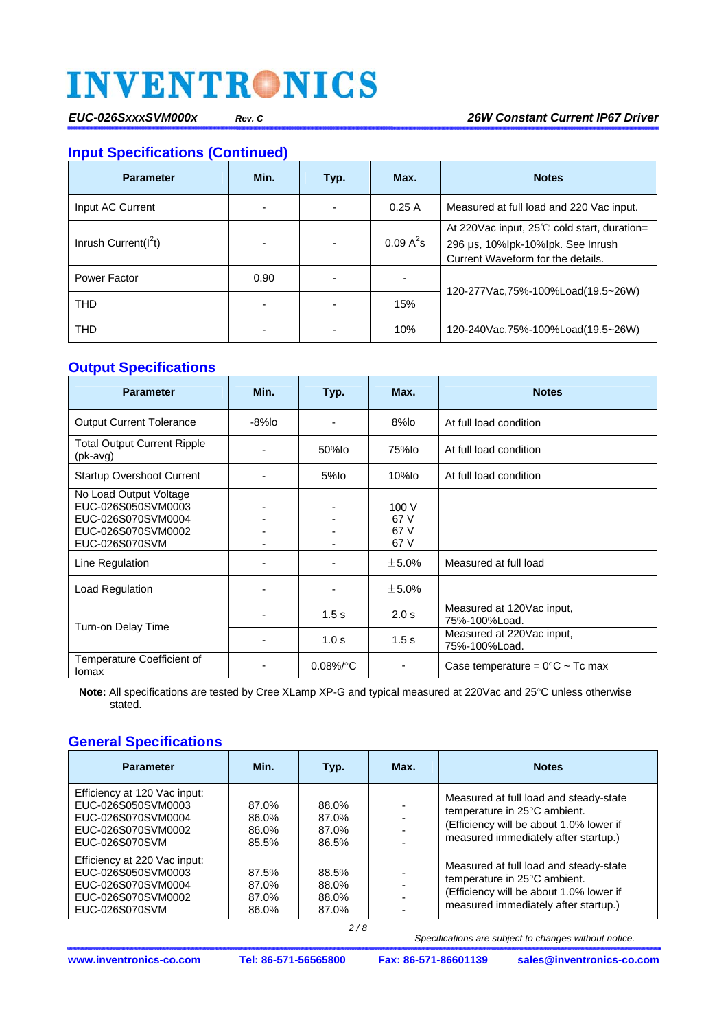## Input Specifications (Continued)

| Parameter | Min. | Typ. | Max. | Notes |
|---|---|---|---|---|
| Input AC Current | - | - | 0.25 A | Measured at full load and 220 Vac input. |
| Inrush Current($I^2t$) | - | - | 0.09 $A^2s$ | At 220Vac input, 25℃ cold start, duration= 296 μs, 10%Ipk-10%Ipk. See Inrush Current Waveform for the details. |
| Power Factor | 0.90 | - | - | 120-277Vac,75%-100%Load(19.5~26W) |
| THD | - | - | 15% | |
| THD | - | - | 10% | 120-240Vac,75%-100%Load(19.5~26W) |

## Output Specifications

| Parameter | Min. | Typ. | Max. | Notes |
|---|---|---|---|---|
| Output Current Tolerance | -8%Io | - | 8%Io | At full load condition |
| Total Output Current Ripple (pk-avg) | - | 50%Io | 75%Io | At full load condition |
| Startup Overshoot Current | - | 5%Io | 10%Io | At full load condition |
| No Load Output Voltage<br>EUC-026S050SVM0003<br>EUC-026S070SVM0004<br>EUC-026S070SVM0002<br>EUC-026S070SVM | <br>-<br>-<br>-<br>- | <br>-<br>-<br>-<br>- | <br>100 V<br>67 V<br>67 V<br>67 V | |
| Line Regulation | - | - | ±5.0% | Measured at full load |
| Load Regulation | - | - | ±5.0% | |
| Turn-on Delay Time | - | 1.5 s | 2.0 s | Measured at 120Vac input, 75%-100%Load. |
| | - | 1.0 s | 1.5 s | Measured at 220Vac input, 75%-100%Load. |
| Temperature Coefficient of Iomax | - | 0.08%/°C | - | Case temperature = 0°C ~ Tc max |

**Note:** All specifications are tested by Cree XLamp XP-G and typical measured at 220Vac and 25°C unless otherwise stated.

## General Specifications

| Parameter | Min. | Typ. | Max. | Notes |
|---|---|---|---|---|
| Efficiency at 120 Vac input:<br>EUC-026S050SVM0003<br>EUC-026S070SVM0004<br>EUC-026S070SVM0002<br>EUC-026S070SVM | <br>87.0%<br>86.0%<br>86.0%<br>85.5% | <br>88.0%<br>87.0%<br>87.0%<br>86.5% | <br>-<br>-<br>-<br>- | Measured at full load and steady-state temperature in 25°C ambient. (Efficiency will be about 1.0% lower if measured immediately after startup.) |
| Efficiency at 220 Vac input:<br>EUC-026S050SVM0003<br>EUC-026S070SVM0004<br>EUC-026S070SVM0002<br>EUC-026S070SVM | <br>87.5%<br>87.0%<br>87.0%<br>86.0% | <br>88.5%<br>88.0%<br>88.0%<br>87.0% | <br>-<br>-<br>-<br>- | Measured at full load and steady-state temperature in 25°C ambient. (Efficiency will be about 1.0% lower if measured immediately after startup.) |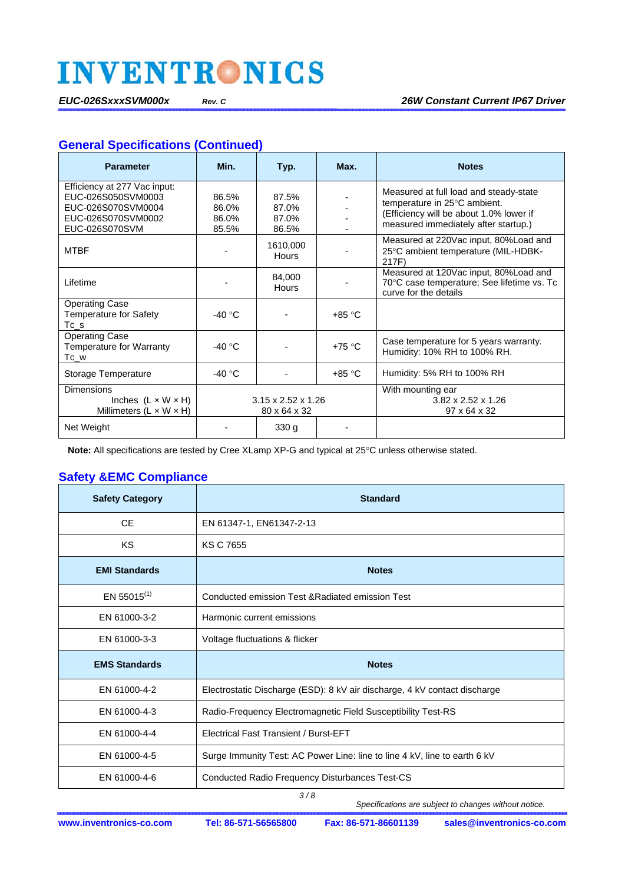## General Specifications (Continued)

| Parameter | Min. | Typ. | Max. | Notes |
|---|---|---|---|---|
| Efficiency at 277 Vac input:<br>EUC-026S050SVM0003<br>EUC-026S070SVM0004<br>EUC-026S070SVM0002<br>EUC-026S070SVM | <br>86.5%<br>86.0%<br>86.0%<br>85.5% | <br>87.5%<br>87.0%<br>87.0%<br>86.5% | <br>-<br>-<br>-<br>- | Measured at full load and steady-state temperature in 25°C ambient.<br>(Efficiency will be about 1.0% lower if measured immediately after startup.) |
| MTBF | - | 1610,000 Hours | - | Measured at 220Vac input, 80%Load and 25°C ambient temperature (MIL-HDBK-217F) |
| Lifetime | - | 84,000 Hours | - | Measured at 120Vac input, 80%Load and 70°C case temperature; See lifetime vs. Tc curve for the details |
| Operating Case Temperature for Safety Tc_s | -40 °C | - | +85 °C | |
| Operating Case Temperature for Warranty Tc_w | -40 °C | - | +75 °C | Case temperature for 5 years warranty.<br>Humidity: 10% RH to 100% RH. |
| Storage Temperature | -40 °C | - | +85 °C | Humidity: 5% RH to 100% RH |
| Dimensions<br>Inches (L × W × H)<br>Millimeters (L × W × H) | <br>3.15 x 2.52 x 1.26<br>80 x 64 x 32 | | | With mounting ear<br>3.82 x 2.52 x 1.26<br>97 x 64 x 32 |
| Net Weight | - | 330 g | - | |

**Note:** All specifications are tested by Cree XLamp XP-G and typical at 25°C unless otherwise stated.

## Safety &EMC Compliance

| Safety Category | Standard |
|---|---|
| CE | EN 61347-1, EN61347-2-13 |
| KS | KS C 7655 |
| **EMI Standards** | **Notes** |
| EN 55015[1] | Conducted emission Test &Radiated emission Test |
| EN 61000-3-2 | Harmonic current emissions |
| EN 61000-3-3 | Voltage fluctuations & flicker |
| **EMS Standards** | **Notes** |
| EN 61000-4-2 | Electrostatic Discharge (ESD): 8 kV air discharge, 4 kV contact discharge |
| EN 61000-4-3 | Radio-Frequency Electromagnetic Field Susceptibility Test-RS |
| EN 61000-4-4 | Electrical Fast Transient / Burst-EFT |
| EN 61000-4-5 | Surge Immunity Test: AC Power Line: line to line 4 kV, line to earth 6 kV |
| EN 61000-4-6 | Conducted Radio Frequency Disturbances Test-CS |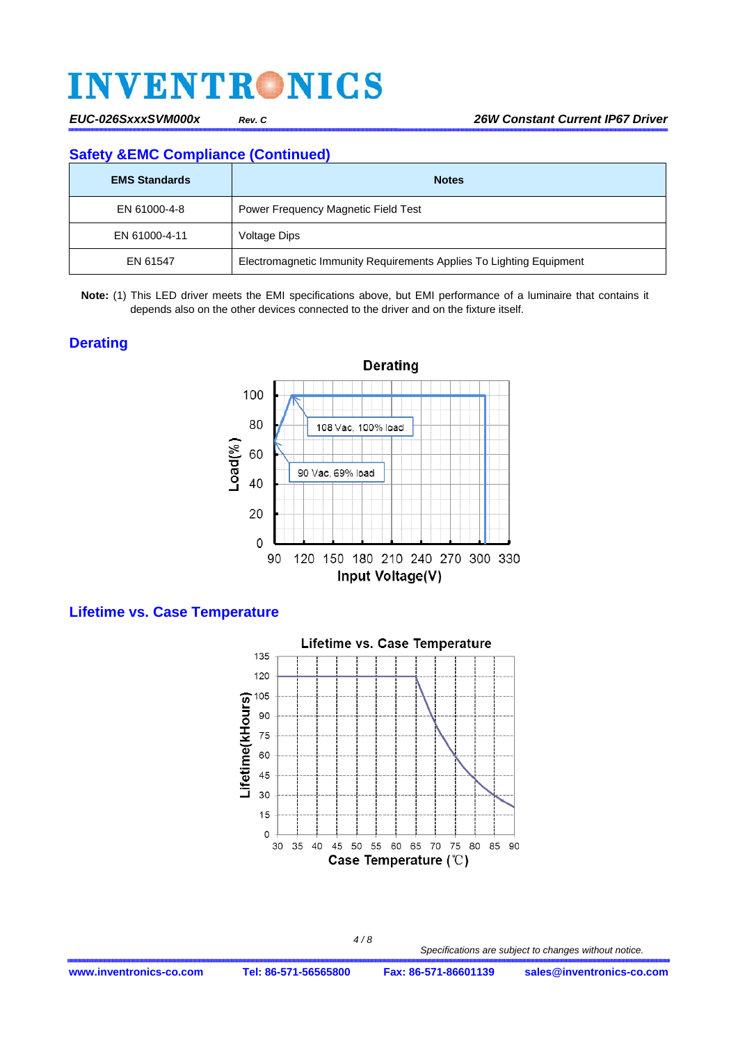## Safety &EMC Compliance (Continued)

| EMS Standards | Notes |
|---|---|
| EN 61000-4-8 | Power Frequency Magnetic Field Test |
| EN 61000-4-11 | Voltage Dips |
| EN 61547 | Electromagnetic Immunity Requirements Applies To Lighting Equipment |

**Note:** (1) This LED driver meets the EMI specifications above, but EMI performance of a luminaire that contains it depends also on the other devices connected to the driver and on the fixture itself.

## Derating

## Lifetime vs. Case Temperature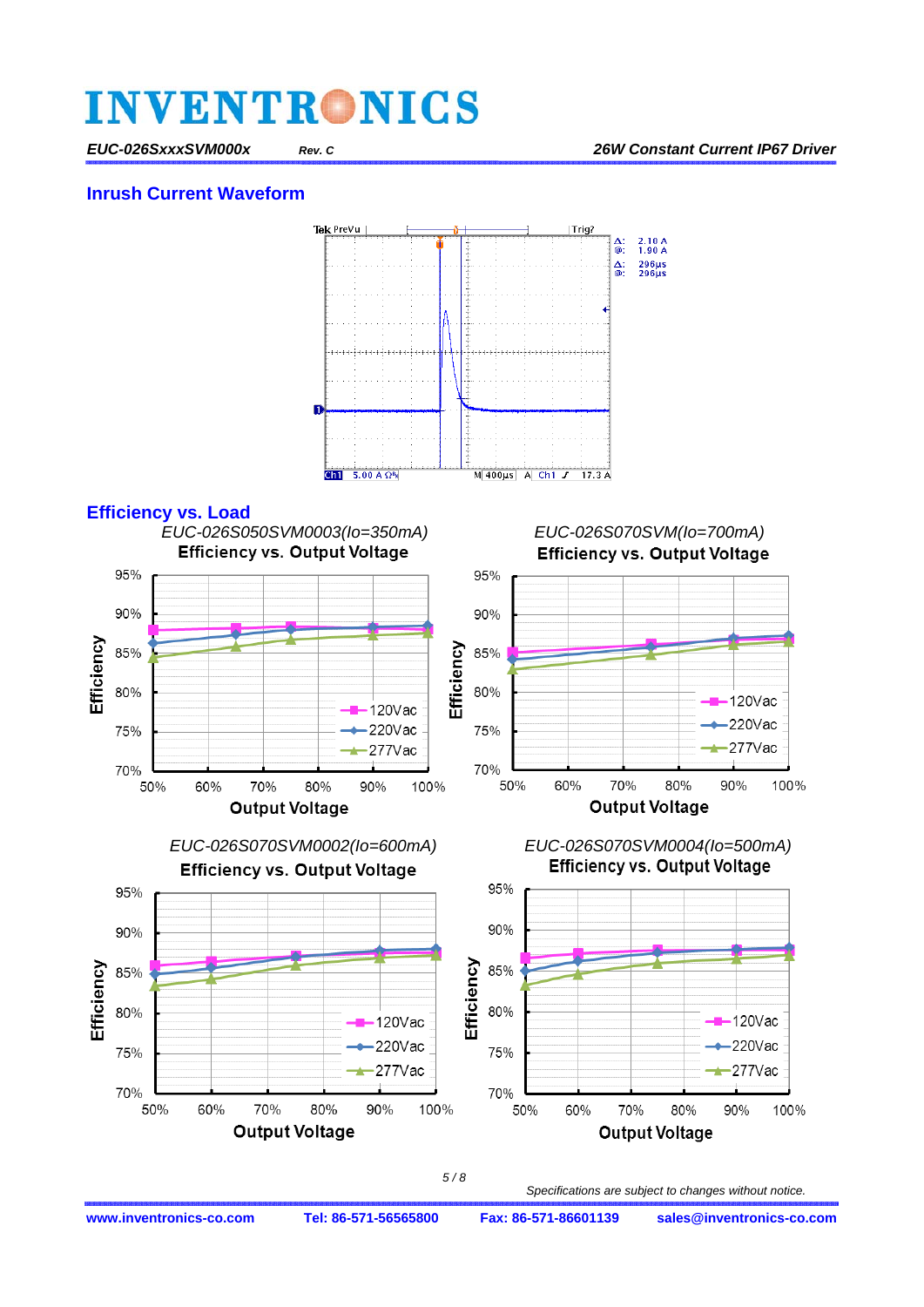## Inrush Current Waveform

## Efficiency vs. Load

*EUC-026S050SVM0003(Io=350mA)*

**Efficiency vs. Output Voltage**

*EUC-026S070SVM(Io=700mA)*

**Efficiency vs. Output Voltage**

*EUC-026S070SVM0002(Io=600mA)*

**Efficiency vs. Output Voltage**

*EUC-026S070SVM0004(Io=500mA)*

**Efficiency vs. Output Voltage**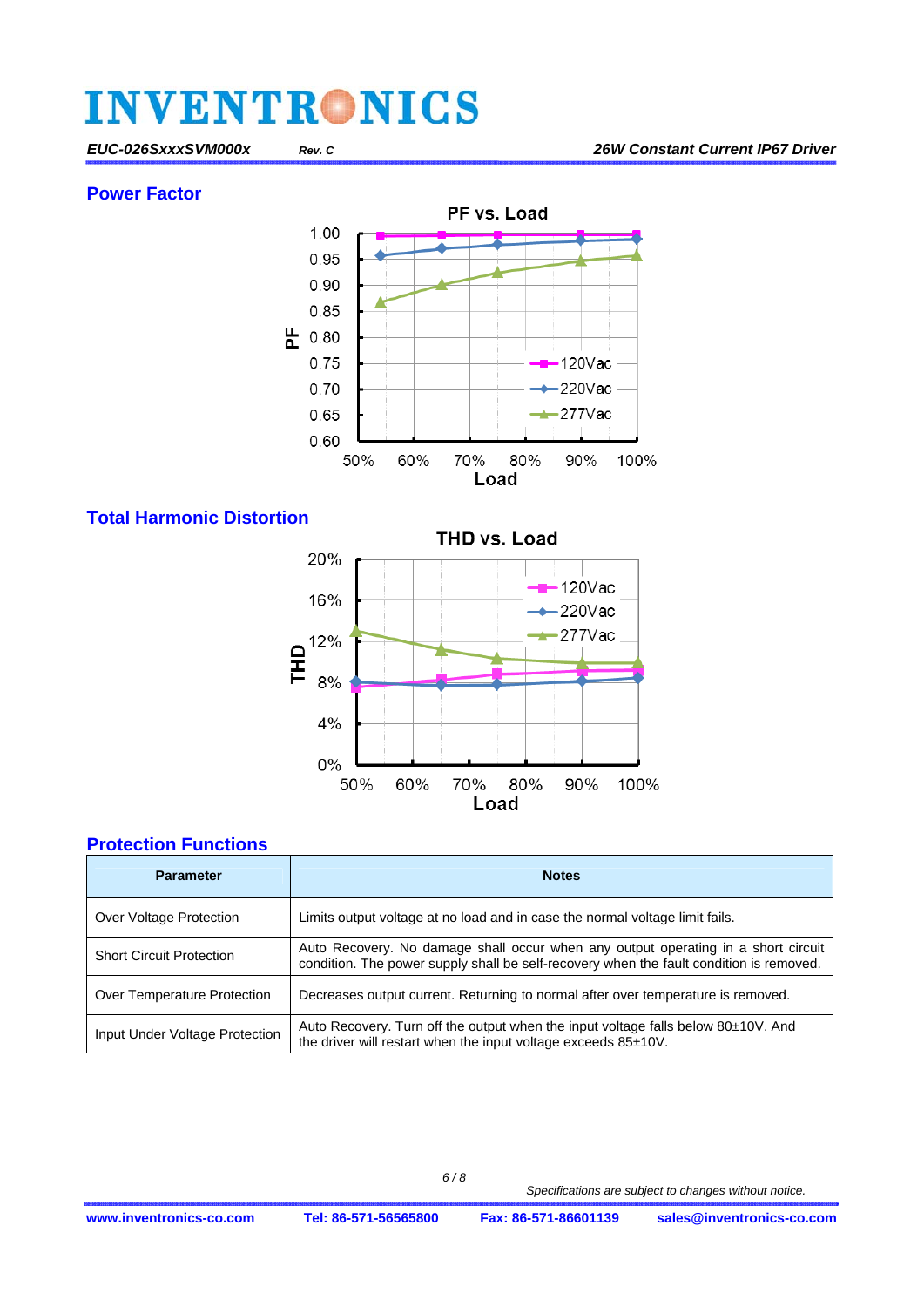## Power Factor

## Total Harmonic Distortion

## Protection Functions

| Parameter | Notes |
|---|---|
| Over Voltage Protection | Limits output voltage at no load and in case the normal voltage limit fails. |
| Short Circuit Protection | Auto Recovery. No damage shall occur when any output operating in a short circuit condition. The power supply shall be self-recovery when the fault condition is removed. |
| Over Temperature Protection | Decreases output current. Returning to normal after over temperature is removed. |
| Input Under Voltage Protection | Auto Recovery. Turn off the output when the input voltage falls below 80±10V. And the driver will restart when the input voltage exceeds 85±10V. |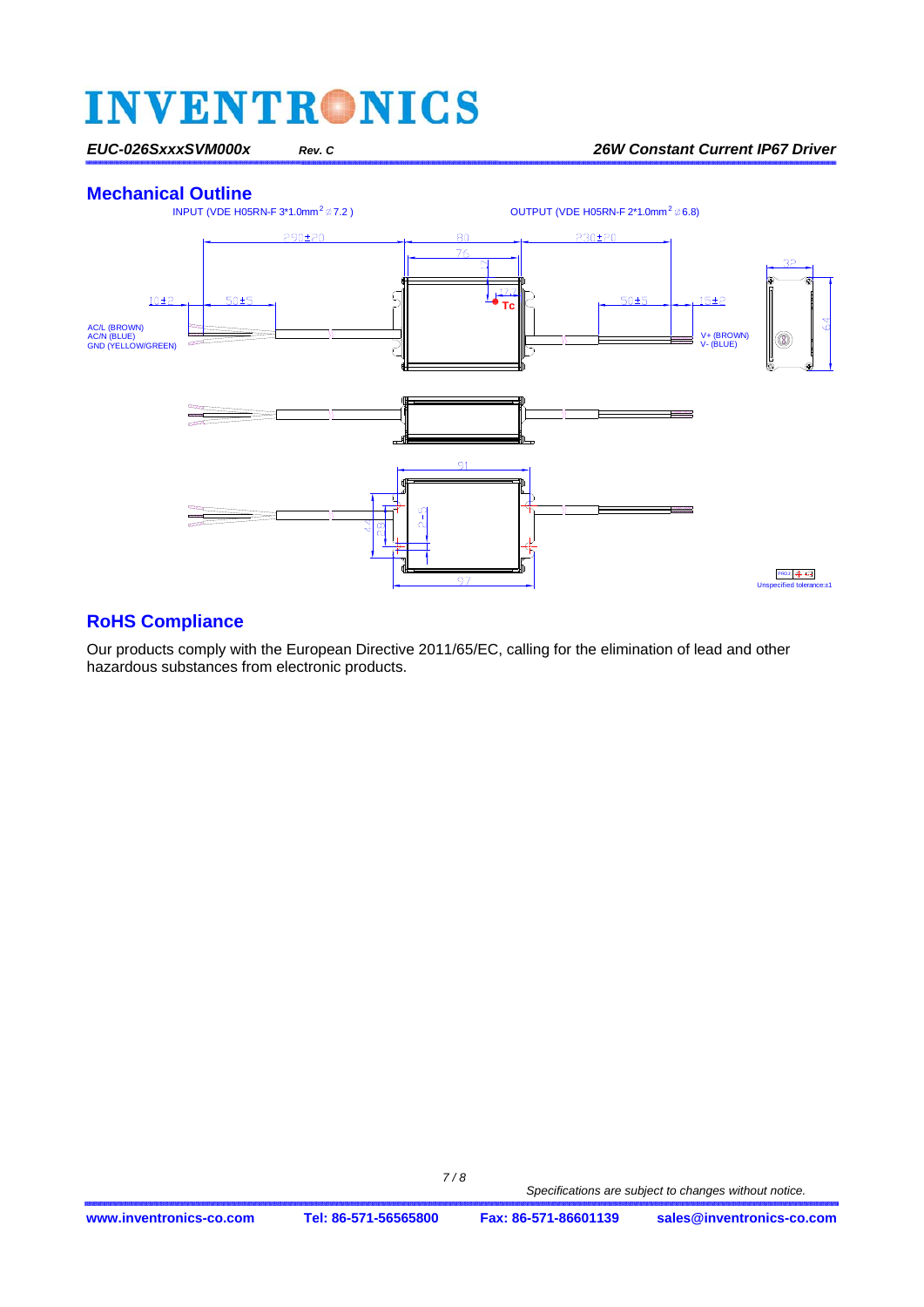## Mechanical Outline

INPUT (VDE H05RN-F 3*1.0mm$^2$ ∅7.2 )

OUTPUT (VDE H05RN-F 2*1.0mm$^2$ ∅6.8)

AC/L (BROWN)
AC/N (BLUE)
GND (YELLOW/GREEN)

V+ (BROWN)
V- (BLUE)

Tc

Unspecified tolerance:±1

## RoHS Compliance

Our products comply with the European Directive 2011/65/EC, calling for the elimination of lead and other hazardous substances from electronic products.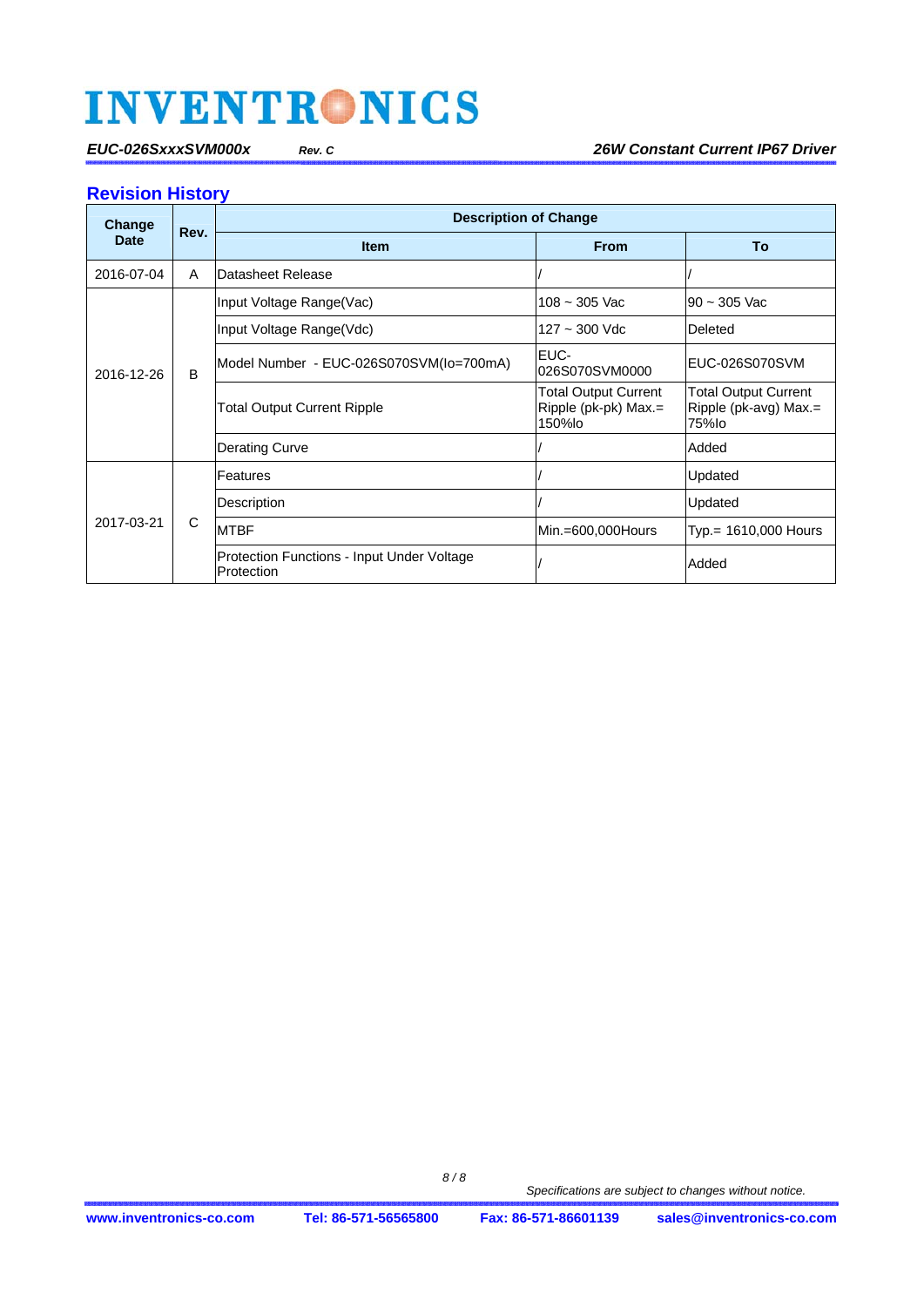## Revision History

| Change Date | Rev. | Description of Change | | |
|---|---|---|---|---|
| | | Item | From | To |
| 2016-07-04 | A | Datasheet Release | / | / |
| 2016-12-26 | B | Input Voltage Range(Vac) | 108 ~ 305 Vac | 90 ~ 305 Vac |
| | | Input Voltage Range(Vdc) | 127 ~ 300 Vdc | Deleted |
| | | Model Number - EUC-026S070SVM(Io=700mA) | EUC-026S070SVM0000 | EUC-026S070SVM |
| | | Total Output Current Ripple | Total Output Current Ripple (pk-pk) Max.= 150%Io | Total Output Current Ripple (pk-avg) Max.= 75%Io |
| | | Derating Curve | / | Added |
| 2017-03-21 | C | Features | / | Updated |
| | | Description | / | Updated |
| | | MTBF | Min.=600,000Hours | Typ.= 1610,000 Hours |
| | | Protection Functions - Input Under Voltage Protection | / | Added |

*Specifications are subject to changes without notice.*